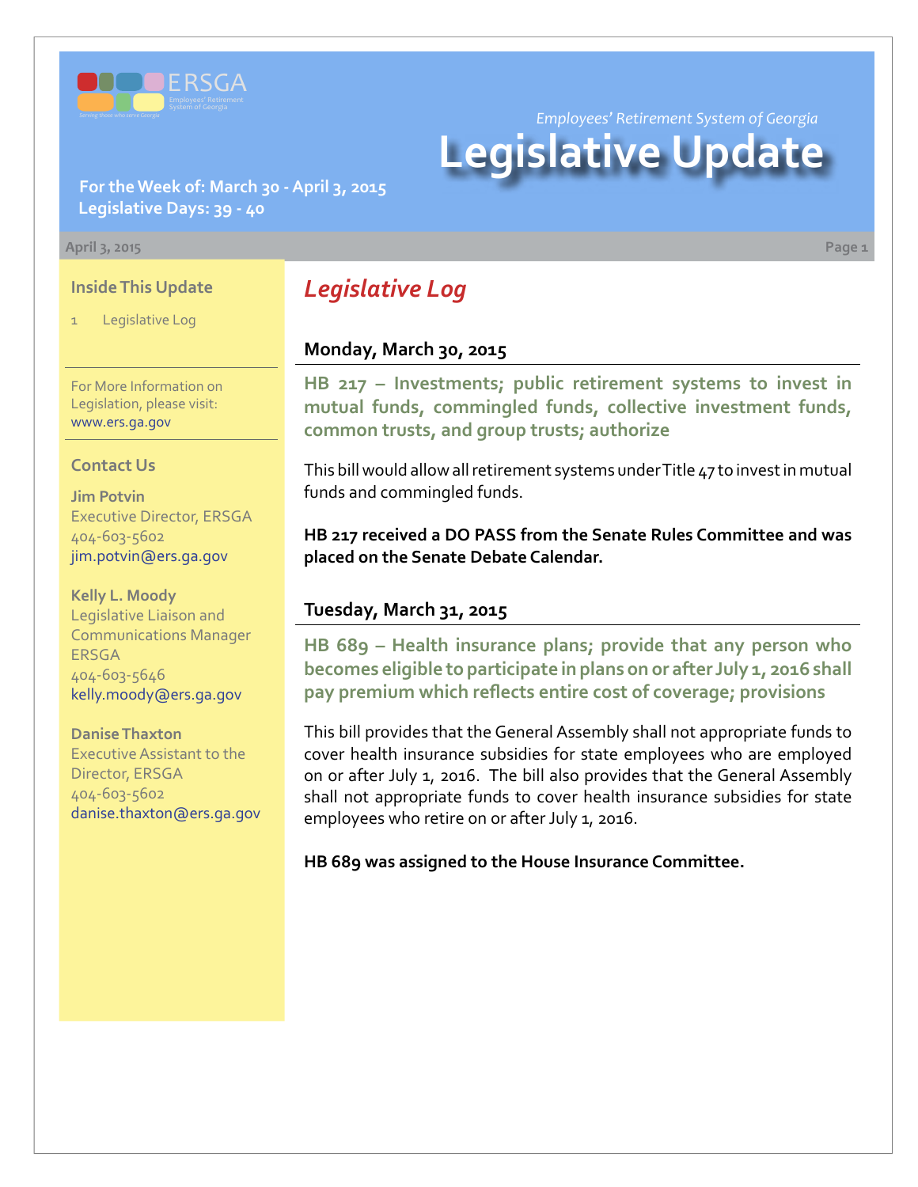ERSGA

Employees' Retirement System of Georgia

*Employees' Retirement System of Georgia*

# Legislative Update

**For the Week of: March 30 - April 3, 2015**
**Legislative Days: 39 - 40**

April 3, 2015

### Inside This Update

1 Legislative Log

For More Information on Legislation, please visit: www.ers.ga.gov

### Contact Us

**Jim Potvin**
Executive Director, ERSGA
404-603-5602
jim.potvin@ers.ga.gov

**Kelly L. Moody**
Legislative Liaison and Communications Manager ERSGA
404-603-5646
kelly.moody@ers.ga.gov

**Danise Thaxton**
Executive Assistant to the Director, ERSGA
404-603-5602
danise.thaxton@ers.ga.gov

## *Legislative Log*

### Monday, March 30, 2015

**HB 217 – Investments; public retirement systems to invest in mutual funds, commingled funds, collective investment funds, common trusts, and group trusts; authorize**

This bill would allow all retirement systems under Title 47 to invest in mutual funds and commingled funds.

**HB 217 received a DO PASS from the Senate Rules Committee and was placed on the Senate Debate Calendar.**

### Tuesday, March 31, 2015

**HB 689 – Health insurance plans; provide that any person who becomes eligible to participate in plans on or after July 1, 2016 shall pay premium which reflects entire cost of coverage; provisions**

This bill provides that the General Assembly shall not appropriate funds to cover health insurance subsidies for state employees who are employed on or after July 1, 2016. The bill also provides that the General Assembly shall not appropriate funds to cover health insurance subsidies for state employees who retire on or after July 1, 2016.

**HB 689 was assigned to the House Insurance Committee.**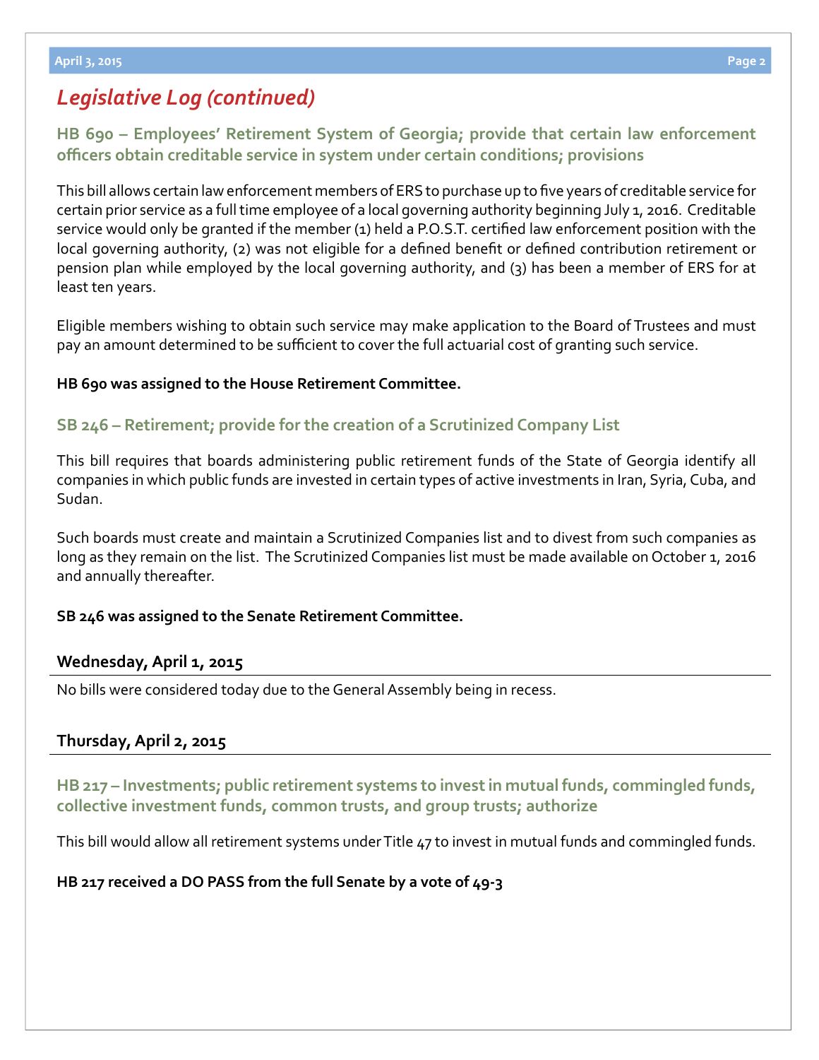## *Legislative Log (continued)*

### HB 690 – Employees' Retirement System of Georgia; provide that certain law enforcement officers obtain creditable service in system under certain conditions; provisions

This bill allows certain law enforcement members of ERS to purchase up to five years of creditable service for certain prior service as a full time employee of a local governing authority beginning July 1, 2016. Creditable service would only be granted if the member (1) held a P.O.S.T. certified law enforcement position with the local governing authority, (2) was not eligible for a defined benefit or defined contribution retirement or pension plan while employed by the local governing authority, and (3) has been a member of ERS for at least ten years.

Eligible members wishing to obtain such service may make application to the Board of Trustees and must pay an amount determined to be sufficient to cover the full actuarial cost of granting such service.

**HB 690 was assigned to the House Retirement Committee.**

### SB 246 – Retirement; provide for the creation of a Scrutinized Company List

This bill requires that boards administering public retirement funds of the State of Georgia identify all companies in which public funds are invested in certain types of active investments in Iran, Syria, Cuba, and Sudan.

Such boards must create and maintain a Scrutinized Companies list and to divest from such companies as long as they remain on the list. The Scrutinized Companies list must be made available on October 1, 2016 and annually thereafter.

**SB 246 was assigned to the Senate Retirement Committee.**

### Wednesday, April 1, 2015

No bills were considered today due to the General Assembly being in recess.

### Thursday, April 2, 2015

### HB 217 – Investments; public retirement systems to invest in mutual funds, commingled funds, collective investment funds, common trusts, and group trusts; authorize

This bill would allow all retirement systems under Title 47 to invest in mutual funds and commingled funds.

**HB 217 received a DO PASS from the full Senate by a vote of 49-3**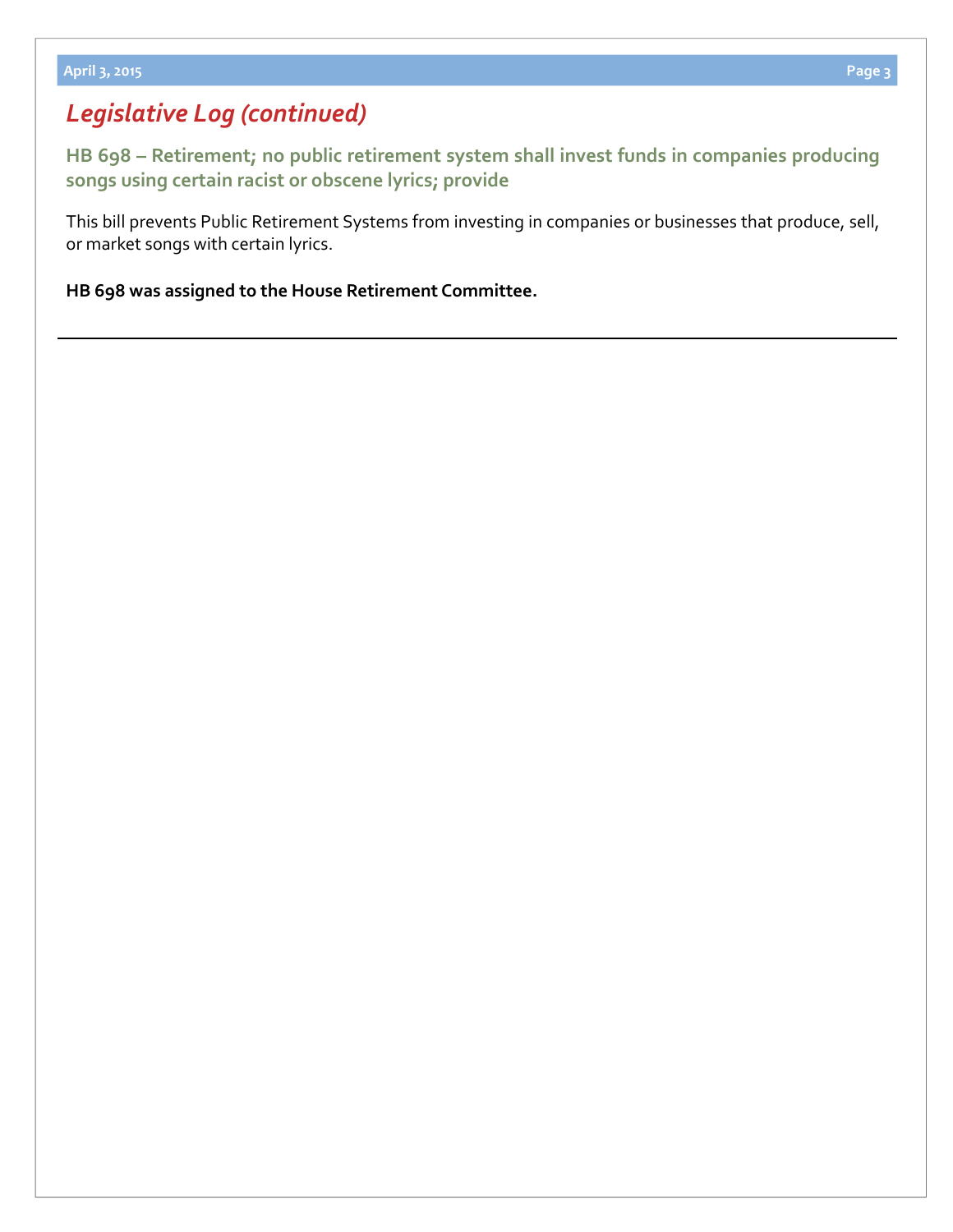## *Legislative Log (continued)*

### HB 698 – Retirement; no public retirement system shall invest funds in companies producing songs using certain racist or obscene lyrics; provide

This bill prevents Public Retirement Systems from investing in companies or businesses that produce, sell, or market songs with certain lyrics.

**HB 698 was assigned to the House Retirement Committee.**